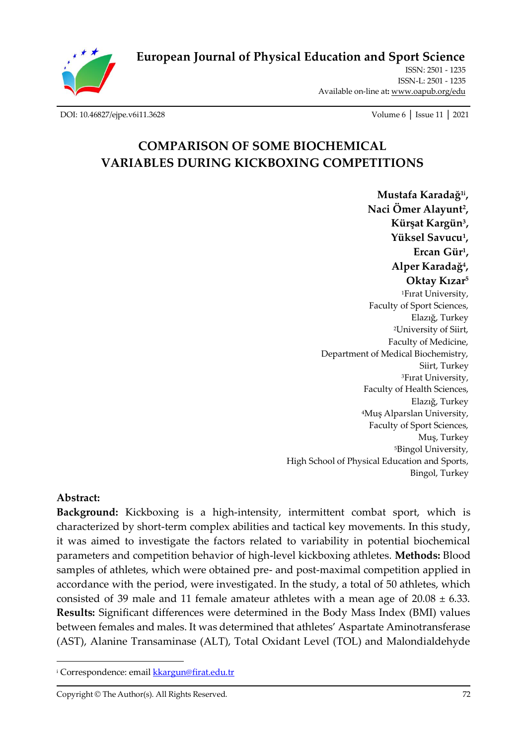# COMPARISON OF SOME BIOCHEMICAL VARIABLES DURING KICKBOXING COMPETITIONS

**Mustafa Karadağ[1i],**
**Naci Ömer Alayunt[2],**
**Kürşat Kargün[3],**
**Yüksel Savucu[1],**
**Ercan Gür[1],**
**Alper Karadağ[4],**
**Oktay Kızar[5]**

[1]Fırat University,
Faculty of Sport Sciences,
Elazığ, Turkey

[2]University of Siirt,
Faculty of Medicine,
Department of Medical Biochemistry,
Siirt, Turkey

[3]Fırat University,
Faculty of Health Sciences,
Elazığ, Turkey

[4]Muş Alparslan University,
Faculty of Sport Sciences,
Muş, Turkey

[5]Bingol University,
High School of Physical Education and Sports,
Bingol, Turkey

**Abstract:**

**Background:** Kickboxing is a high-intensity, intermittent combat sport, which is characterized by short-term complex abilities and tactical key movements. In this study, it was aimed to investigate the factors related to variability in potential biochemical parameters and competition behavior of high-level kickboxing athletes. **Methods:** Blood samples of athletes, which were obtained pre- and post-maximal competition applied in accordance with the period, were investigated. In the study, a total of 50 athletes, which consisted of 39 male and 11 female amateur athletes with a mean age of 20.08 ± 6.33. **Results:** Significant differences were determined in the Body Mass Index (BMI) values between females and males. It was determined that athletes' Aspartate Aminotransferase (AST), Alanine Transaminase (ALT), Total Oxidant Level (TOL) and Malondialdehyde

---

[i] Correspondence: email kkargun@firat.edu.tr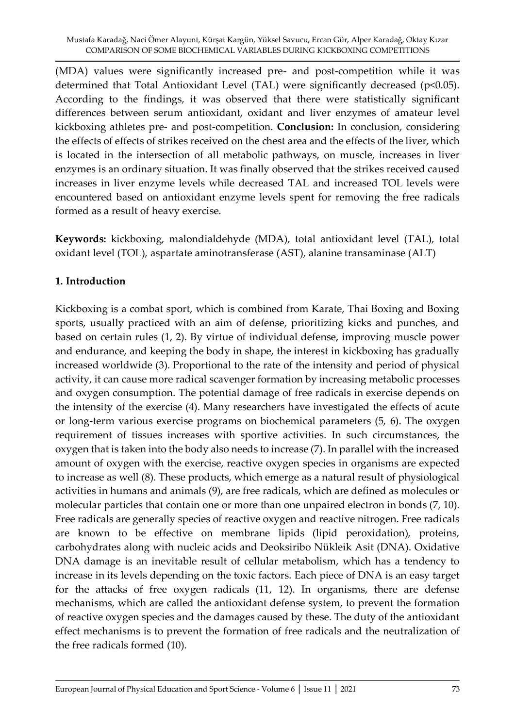(MDA) values were significantly increased pre- and post-competition while it was determined that Total Antioxidant Level (TAL) were significantly decreased ($p<0.05$). According to the findings, it was observed that there were statistically significant differences between serum antioxidant, oxidant and liver enzymes of amateur level kickboxing athletes pre- and post-competition. **Conclusion:** In conclusion, considering the effects of effects of strikes received on the chest area and the effects of the liver, which is located in the intersection of all metabolic pathways, on muscle, increases in liver enzymes is an ordinary situation. It was finally observed that the strikes received caused increases in liver enzyme levels while decreased TAL and increased TOL levels were encountered based on antioxidant enzyme levels spent for removing the free radicals formed as a result of heavy exercise.

**Keywords:** kickboxing, malondialdehyde (MDA), total antioxidant level (TAL), total oxidant level (TOL), aspartate aminotransferase (AST), alanine transaminase (ALT)

## 1. Introduction

Kickboxing is a combat sport, which is combined from Karate, Thai Boxing and Boxing sports, usually practiced with an aim of defense, prioritizing kicks and punches, and based on certain rules (1, 2). By virtue of individual defense, improving muscle power and endurance, and keeping the body in shape, the interest in kickboxing has gradually increased worldwide (3). Proportional to the rate of the intensity and period of physical activity, it can cause more radical scavenger formation by increasing metabolic processes and oxygen consumption. The potential damage of free radicals in exercise depends on the intensity of the exercise (4). Many researchers have investigated the effects of acute or long-term various exercise programs on biochemical parameters (5, 6). The oxygen requirement of tissues increases with sportive activities. In such circumstances, the oxygen that is taken into the body also needs to increase (7). In parallel with the increased amount of oxygen with the exercise, reactive oxygen species in organisms are expected to increase as well (8). These products, which emerge as a natural result of physiological activities in humans and animals (9), are free radicals, which are defined as molecules or molecular particles that contain one or more than one unpaired electron in bonds (7, 10). Free radicals are generally species of reactive oxygen and reactive nitrogen. Free radicals are known to be effective on membrane lipids (lipid peroxidation), proteins, carbohydrates along with nucleic acids and Deoksiribo Nükleik Asit (DNA). Oxidative DNA damage is an inevitable result of cellular metabolism, which has a tendency to increase in its levels depending on the toxic factors. Each piece of DNA is an easy target for the attacks of free oxygen radicals (11, 12). In organisms, there are defense mechanisms, which are called the antioxidant defense system, to prevent the formation of reactive oxygen species and the damages caused by these. The duty of the antioxidant effect mechanisms is to prevent the formation of free radicals and the neutralization of the free radicals formed (10).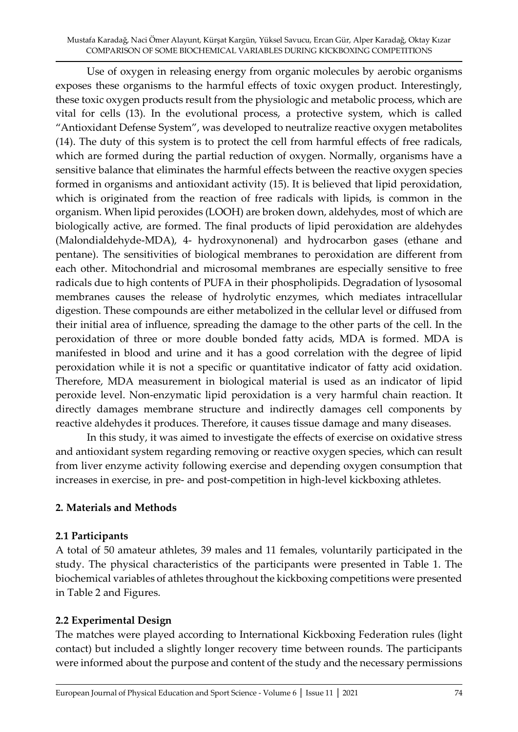Use of oxygen in releasing energy from organic molecules by aerobic organisms exposes these organisms to the harmful effects of toxic oxygen product. Interestingly, these toxic oxygen products result from the physiologic and metabolic process, which are vital for cells (13). In the evolutional process, a protective system, which is called "Antioxidant Defense System", was developed to neutralize reactive oxygen metabolites (14). The duty of this system is to protect the cell from harmful effects of free radicals, which are formed during the partial reduction of oxygen. Normally, organisms have a sensitive balance that eliminates the harmful effects between the reactive oxygen species formed in organisms and antioxidant activity (15). It is believed that lipid peroxidation, which is originated from the reaction of free radicals with lipids, is common in the organism. When lipid peroxides (LOOH) are broken down, aldehydes, most of which are biologically active, are formed. The final products of lipid peroxidation are aldehydes (Malondialdehyde-MDA), 4- hydroxynonenal) and hydrocarbon gases (ethane and pentane). The sensitivities of biological membranes to peroxidation are different from each other. Mitochondrial and microsomal membranes are especially sensitive to free radicals due to high contents of PUFA in their phospholipids. Degradation of lysosomal membranes causes the release of hydrolytic enzymes, which mediates intracellular digestion. These compounds are either metabolized in the cellular level or diffused from their initial area of influence, spreading the damage to the other parts of the cell. In the peroxidation of three or more double bonded fatty acids, MDA is formed. MDA is manifested in blood and urine and it has a good correlation with the degree of lipid peroxidation while it is not a specific or quantitative indicator of fatty acid oxidation. Therefore, MDA measurement in biological material is used as an indicator of lipid peroxide level. Non-enzymatic lipid peroxidation is a very harmful chain reaction. It directly damages membrane structure and indirectly damages cell components by reactive aldehydes it produces. Therefore, it causes tissue damage and many diseases.

In this study, it was aimed to investigate the effects of exercise on oxidative stress and antioxidant system regarding removing or reactive oxygen species, which can result from liver enzyme activity following exercise and depending oxygen consumption that increases in exercise, in pre- and post-competition in high-level kickboxing athletes.

## 2. Materials and Methods

### 2.1 Participants

A total of 50 amateur athletes, 39 males and 11 females, voluntarily participated in the study. The physical characteristics of the participants were presented in Table 1. The biochemical variables of athletes throughout the kickboxing competitions were presented in Table 2 and Figures.

### 2.2 Experimental Design

The matches were played according to International Kickboxing Federation rules (light contact) but included a slightly longer recovery time between rounds. The participants were informed about the purpose and content of the study and the necessary permissions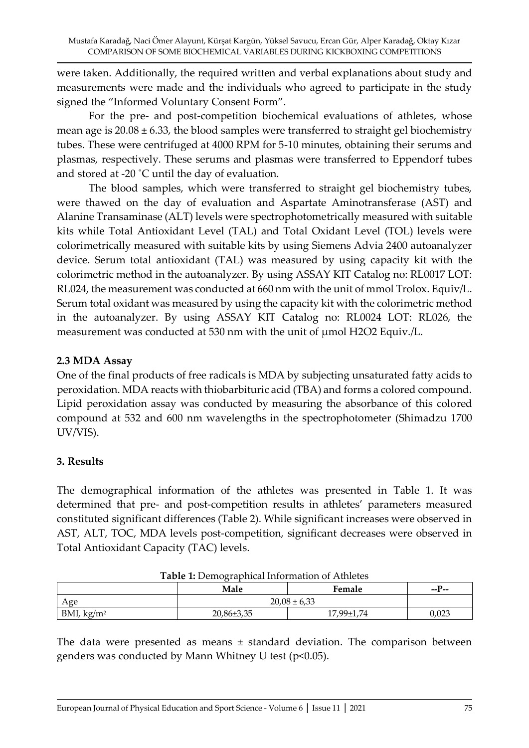were taken. Additionally, the required written and verbal explanations about study and measurements were made and the individuals who agreed to participate in the study signed the "Informed Voluntary Consent Form".

For the pre- and post-competition biochemical evaluations of athletes, whose mean age is 20.08 ± 6.33, the blood samples were transferred to straight gel biochemistry tubes. These were centrifuged at 4000 RPM for 5-10 minutes, obtaining their serums and plasmas, respectively. These serums and plasmas were transferred to Eppendorf tubes and stored at -20 °C until the day of evaluation.

The blood samples, which were transferred to straight gel biochemistry tubes, were thawed on the day of evaluation and Aspartate Aminotransferase (AST) and Alanine Transaminase (ALT) levels were spectrophotometrically measured with suitable kits while Total Antioxidant Level (TAL) and Total Oxidant Level (TOL) levels were colorimetrically measured with suitable kits by using Siemens Advia 2400 autoanalyzer device. Serum total antioxidant (TAL) was measured by using capacity kit with the colorimetric method in the autoanalyzer. By using ASSAY KIT Catalog no: RL0017 LOT: RL024, the measurement was conducted at 660 nm with the unit of mmol Trolox. Equiv/L. Serum total oxidant was measured by using the capacity kit with the colorimetric method in the autoanalyzer. By using ASSAY KIT Catalog no: RL0024 LOT: RL026, the measurement was conducted at 530 nm with the unit of μmol $H_2O_2$ Equiv./L.

### 2.3 MDA Assay

One of the final products of free radicals is MDA by subjecting unsaturated fatty acids to peroxidation. MDA reacts with thiobarbituric acid (TBA) and forms a colored compound. Lipid peroxidation assay was conducted by measuring the absorbance of this colored compound at 532 and 600 nm wavelengths in the spectrophotometer (Shimadzu 1700 UV/VIS).

## 3. Results

The demographical information of the athletes was presented in Table 1. It was determined that pre- and post-competition results in athletes' parameters measured constituted significant differences (Table 2). While significant increases were observed in AST, ALT, TOC, MDA levels post-competition, significant decreases were observed in Total Antioxidant Capacity (TAC) levels.

**Table 1:** Demographical Information of Athletes

| | Male | Female | --P-- |
|---|---|---|---|
| Age | 20,08 ± 6,33 | | |
| BMI, $kg/m^2$ | 20,86±3,35 | 17,99±1,74 | 0,023 |

The data were presented as means ± standard deviation. The comparison between genders was conducted by Mann Whitney U test ($p<0.05$).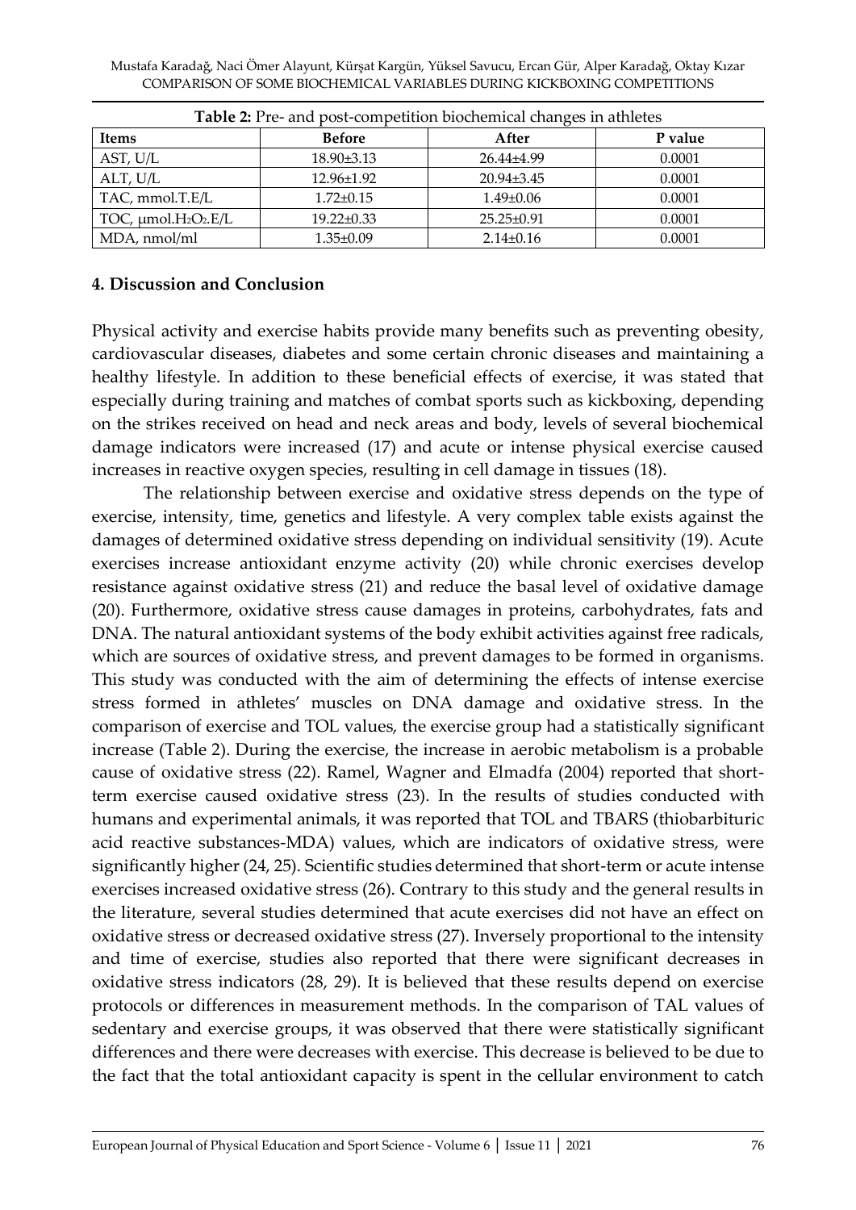**Table 2:** Pre- and post-competition biochemical changes in athletes

| Items | Before | After | P value |
|---|---|---|---|
| AST, U/L | 18.90±3.13 | 26.44±4.99 | 0.0001 |
| ALT, U/L | 12.96±1.92 | 20.94±3.45 | 0.0001 |
| TAC, mmol.T.E/L | 1.72±0.15 | 1.49±0.06 | 0.0001 |
| TOC, μmol.$H_2O_2$.E/L | 19.22±0.33 | 25.25±0.91 | 0.0001 |
| MDA, nmol/ml | 1.35±0.09 | 2.14±0.16 | 0.0001 |

## 4. Discussion and Conclusion

Physical activity and exercise habits provide many benefits such as preventing obesity, cardiovascular diseases, diabetes and some certain chronic diseases and maintaining a healthy lifestyle. In addition to these beneficial effects of exercise, it was stated that especially during training and matches of combat sports such as kickboxing, depending on the strikes received on head and neck areas and body, levels of several biochemical damage indicators were increased (17) and acute or intense physical exercise caused increases in reactive oxygen species, resulting in cell damage in tissues (18).

The relationship between exercise and oxidative stress depends on the type of exercise, intensity, time, genetics and lifestyle. A very complex table exists against the damages of determined oxidative stress depending on individual sensitivity (19). Acute exercises increase antioxidant enzyme activity (20) while chronic exercises develop resistance against oxidative stress (21) and reduce the basal level of oxidative damage (20). Furthermore, oxidative stress cause damages in proteins, carbohydrates, fats and DNA. The natural antioxidant systems of the body exhibit activities against free radicals, which are sources of oxidative stress, and prevent damages to be formed in organisms. This study was conducted with the aim of determining the effects of intense exercise stress formed in athletes' muscles on DNA damage and oxidative stress. In the comparison of exercise and TOL values, the exercise group had a statistically significant increase (Table 2). During the exercise, the increase in aerobic metabolism is a probable cause of oxidative stress (22). Ramel, Wagner and Elmadfa (2004) reported that short-term exercise caused oxidative stress (23). In the results of studies conducted with humans and experimental animals, it was reported that TOL and TBARS (thiobarbituric acid reactive substances-MDA) values, which are indicators of oxidative stress, were significantly higher (24, 25). Scientific studies determined that short-term or acute intense exercises increased oxidative stress (26). Contrary to this study and the general results in the literature, several studies determined that acute exercises did not have an effect on oxidative stress or decreased oxidative stress (27). Inversely proportional to the intensity and time of exercise, studies also reported that there were significant decreases in oxidative stress indicators (28, 29). It is believed that these results depend on exercise protocols or differences in measurement methods. In the comparison of TAL values of sedentary and exercise groups, it was observed that there were statistically significant differences and there were decreases with exercise. This decrease is believed to be due to the fact that the total antioxidant capacity is spent in the cellular environment to catch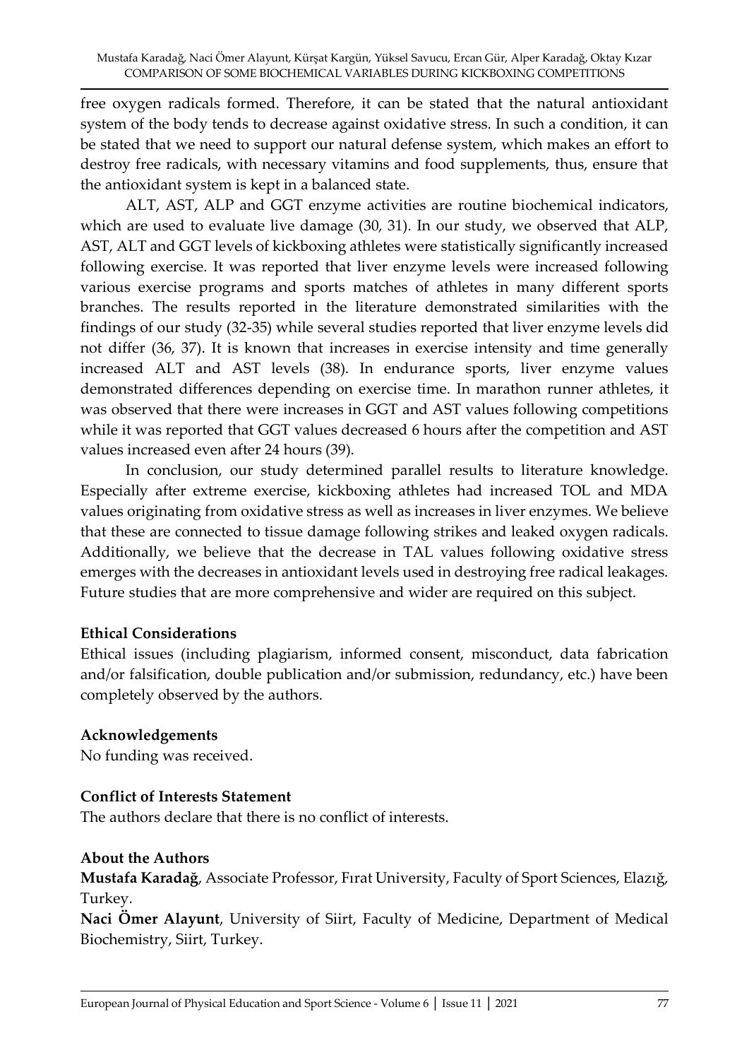free oxygen radicals formed. Therefore, it can be stated that the natural antioxidant system of the body tends to decrease against oxidative stress. In such a condition, it can be stated that we need to support our natural defense system, which makes an effort to destroy free radicals, with necessary vitamins and food supplements, thus, ensure that the antioxidant system is kept in a balanced state.

ALT, AST, ALP and GGT enzyme activities are routine biochemical indicators, which are used to evaluate live damage (30, 31). In our study, we observed that ALP, AST, ALT and GGT levels of kickboxing athletes were statistically significantly increased following exercise. It was reported that liver enzyme levels were increased following various exercise programs and sports matches of athletes in many different sports branches. The results reported in the literature demonstrated similarities with the findings of our study (32-35) while several studies reported that liver enzyme levels did not differ (36, 37). It is known that increases in exercise intensity and time generally increased ALT and AST levels (38). In endurance sports, liver enzyme values demonstrated differences depending on exercise time. In marathon runner athletes, it was observed that there were increases in GGT and AST values following competitions while it was reported that GGT values decreased 6 hours after the competition and AST values increased even after 24 hours (39).

In conclusion, our study determined parallel results to literature knowledge. Especially after extreme exercise, kickboxing athletes had increased TOL and MDA values originating from oxidative stress as well as increases in liver enzymes. We believe that these are connected to tissue damage following strikes and leaked oxygen radicals. Additionally, we believe that the decrease in TAL values following oxidative stress emerges with the decreases in antioxidant levels used in destroying free radical leakages. Future studies that are more comprehensive and wider are required on this subject.

**Ethical Considerations**

Ethical issues (including plagiarism, informed consent, misconduct, data fabrication and/or falsification, double publication and/or submission, redundancy, etc.) have been completely observed by the authors.

**Acknowledgements**

No funding was received.

**Conflict of Interests Statement**

The authors declare that there is no conflict of interests.

**About the Authors**

**Mustafa Karadağ**, Associate Professor, Fırat University, Faculty of Sport Sciences, Elazığ, Turkey.

**Naci Ömer Alayunt**, University of Siirt, Faculty of Medicine, Department of Medical Biochemistry, Siirt, Turkey.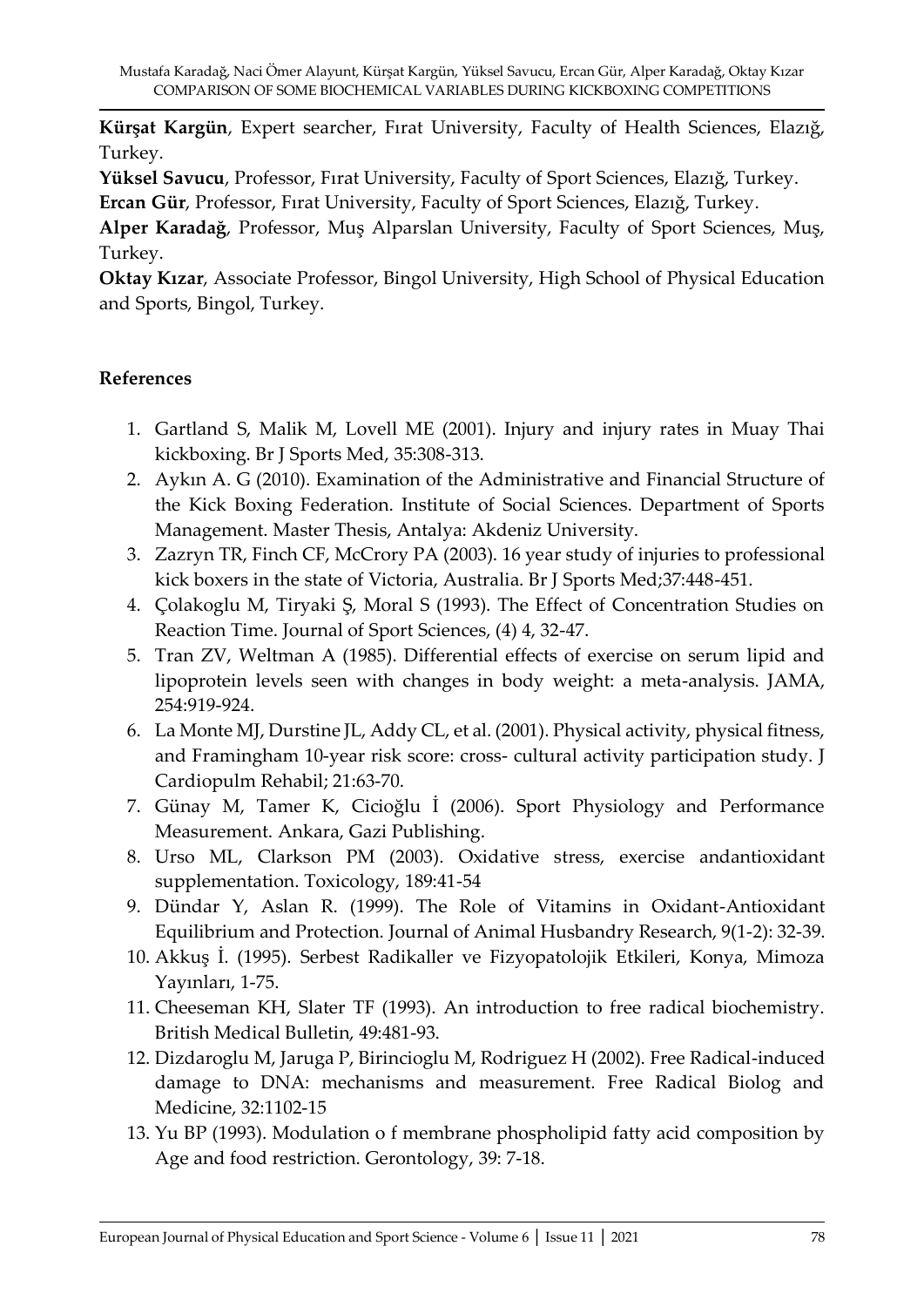**Kürşat Kargün**, Expert searcher, Fırat University, Faculty of Health Sciences, Elazığ, Turkey.

**Yüksel Savucu**, Professor, Fırat University, Faculty of Sport Sciences, Elazığ, Turkey.

**Ercan Gür**, Professor, Fırat University, Faculty of Sport Sciences, Elazığ, Turkey.

**Alper Karadağ**, Professor, Muş Alparslan University, Faculty of Sport Sciences, Muş, Turkey.

**Oktay Kızar**, Associate Professor, Bingol University, High School of Physical Education and Sports, Bingol, Turkey.

## References

1. Gartland S, Malik M, Lovell ME (2001). Injury and injury rates in Muay Thai kickboxing. Br J Sports Med, 35:308-313.
2. Aykın A. G (2010). Examination of the Administrative and Financial Structure of the Kick Boxing Federation. Institute of Social Sciences. Department of Sports Management. Master Thesis, Antalya: Akdeniz University.
3. Zazryn TR, Finch CF, McCrory PA (2003). 16 year study of injuries to professional kick boxers in the state of Victoria, Australia. Br J Sports Med;37:448-451.
4. Çolakoglu M, Tiryaki Ş, Moral S (1993). The Effect of Concentration Studies on Reaction Time. Journal of Sport Sciences, (4) 4, 32-47.
5. Tran ZV, Weltman A (1985). Differential effects of exercise on serum lipid and lipoprotein levels seen with changes in body weight: a meta-analysis. JAMA, 254:919-924.
6. La Monte MJ, Durstine JL, Addy CL, et al. (2001). Physical activity, physical fitness, and Framingham 10-year risk score: cross- cultural activity participation study. J Cardiopulm Rehabil; 21:63-70.
7. Günay M, Tamer K, Cicioğlu İ (2006). Sport Physiology and Performance Measurement. Ankara, Gazi Publishing.
8. Urso ML, Clarkson PM (2003). Oxidative stress, exercise andantioxidant supplementation. Toxicology, 189:41-54
9. Dündar Y, Aslan R. (1999). The Role of Vitamins in Oxidant-Antioxidant Equilibrium and Protection. Journal of Animal Husbandry Research, 9(1-2): 32-39.
10. Akkuş İ. (1995). Serbest Radikaller ve Fizyopatolojik Etkileri, Konya, Mimoza Yayınları, 1-75.
11. Cheeseman KH, Slater TF (1993). An introduction to free radical biochemistry. British Medical Bulletin, 49:481-93.
12. Dizdaroglu M, Jaruga P, Birincioglu M, Rodriguez H (2002). Free Radical-induced damage to DNA: mechanisms and measurement. Free Radical Biolog and Medicine, 32:1102-15
13. Yu BP (1993). Modulation o f membrane phospholipid fatty acid composition by Age and food restriction. Gerontology, 39: 7-18.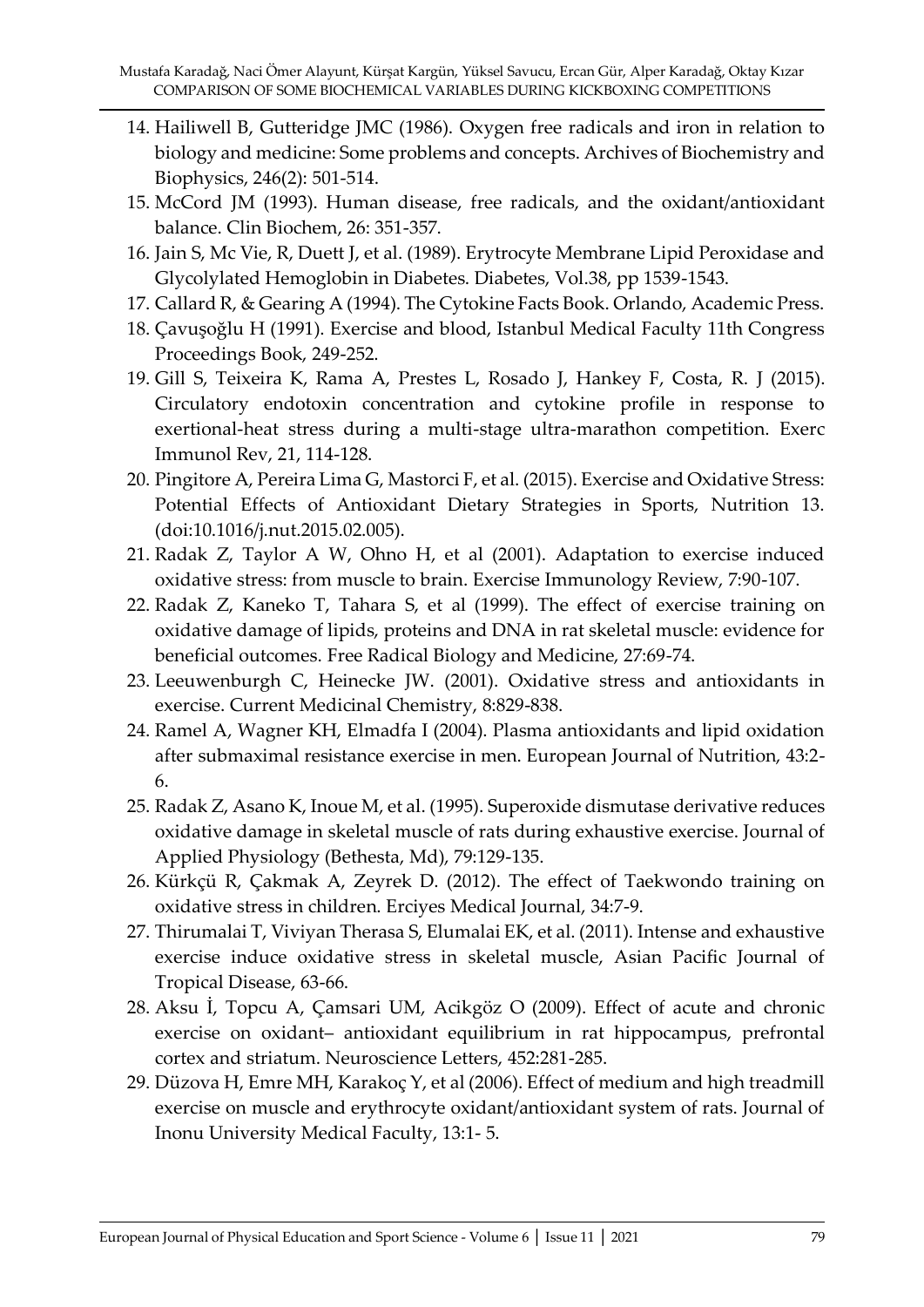14. Hailiwell B, Gutteridge JMC (1986). Oxygen free radicals and iron in relation to biology and medicine: Some problems and concepts. Archives of Biochemistry and Biophysics, 246(2): 501-514.
15. McCord JM (1993). Human disease, free radicals, and the oxidant/antioxidant balance. Clin Biochem, 26: 351-357.
16. Jain S, Mc Vie, R, Duett J, et al. (1989). Erytrocyte Membrane Lipid Peroxidase and Glycolylated Hemoglobin in Diabetes. Diabetes, Vol.38, pp 1539-1543.
17. Callard R, & Gearing A (1994). The Cytokine Facts Book. Orlando, Academic Press.
18. Çavuşoğlu H (1991). Exercise and blood, Istanbul Medical Faculty 11th Congress Proceedings Book, 249-252.
19. Gill S, Teixeira K, Rama A, Prestes L, Rosado J, Hankey F, Costa, R. J (2015). Circulatory endotoxin concentration and cytokine profile in response to exertional-heat stress during a multi-stage ultra-marathon competition. Exerc Immunol Rev, 21, 114-128.
20. Pingitore A, Pereira Lima G, Mastorci F, et al. (2015). Exercise and Oxidative Stress: Potential Effects of Antioxidant Dietary Strategies in Sports, Nutrition 13. (doi:10.1016/j.nut.2015.02.005).
21. Radak Z, Taylor A W, Ohno H, et al (2001). Adaptation to exercise induced oxidative stress: from muscle to brain. Exercise Immunology Review, 7:90-107.
22. Radak Z, Kaneko T, Tahara S, et al (1999). The effect of exercise training on oxidative damage of lipids, proteins and DNA in rat skeletal muscle: evidence for beneficial outcomes. Free Radical Biology and Medicine, 27:69-74.
23. Leeuwenburgh C, Heinecke JW. (2001). Oxidative stress and antioxidants in exercise. Current Medicinal Chemistry, 8:829-838.
24. Ramel A, Wagner KH, Elmadfa I (2004). Plasma antioxidants and lipid oxidation after submaximal resistance exercise in men. European Journal of Nutrition, 43:2-6.
25. Radak Z, Asano K, Inoue M, et al. (1995). Superoxide dismutase derivative reduces oxidative damage in skeletal muscle of rats during exhaustive exercise. Journal of Applied Physiology (Bethesta, Md), 79:129-135.
26. Kürkçü R, Çakmak A, Zeyrek D. (2012). The effect of Taekwondo training on oxidative stress in children. Erciyes Medical Journal, 34:7-9.
27. Thirumalai T, Viviyan Therasa S, Elumalai EK, et al. (2011). Intense and exhaustive exercise induce oxidative stress in skeletal muscle, Asian Pacific Journal of Tropical Disease, 63-66.
28. Aksu İ, Topcu A, Çamsari UM, Acikgöz O (2009). Effect of acute and chronic exercise on oxidant– antioxidant equilibrium in rat hippocampus, prefrontal cortex and striatum. Neuroscience Letters, 452:281-285.
29. Düzova H, Emre MH, Karakoç Y, et al (2006). Effect of medium and high treadmill exercise on muscle and erythrocyte oxidant/antioxidant system of rats. Journal of Inonu University Medical Faculty, 13:1- 5.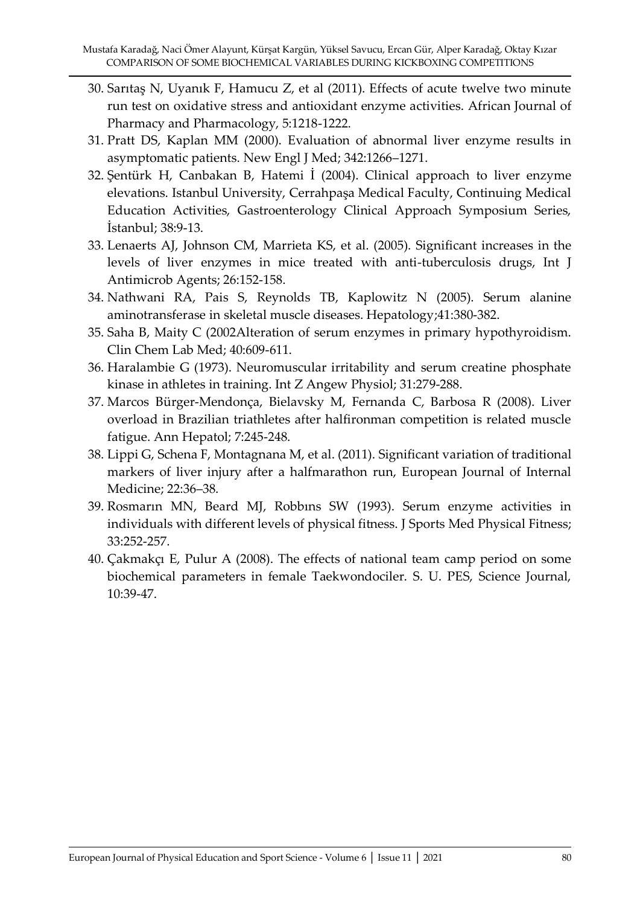30. Sarıtaş N, Uyanık F, Hamucu Z, et al (2011). Effects of acute twelve two minute run test on oxidative stress and antioxidant enzyme activities. African Journal of Pharmacy and Pharmacology, 5:1218-1222.
31. Pratt DS, Kaplan MM (2000). Evaluation of abnormal liver enzyme results in asymptomatic patients. New Engl J Med; 342:1266–1271.
32. Şentürk H, Canbakan B, Hatemi İ (2004). Clinical approach to liver enzyme elevations. Istanbul University, Cerrahpaşa Medical Faculty, Continuing Medical Education Activities, Gastroenterology Clinical Approach Symposium Series, İstanbul; 38:9-13.
33. Lenaerts AJ, Johnson CM, Marrieta KS, et al. (2005). Significant increases in the levels of liver enzymes in mice treated with anti-tuberculosis drugs, Int J Antimicrob Agents; 26:152-158.
34. Nathwani RA, Pais S, Reynolds TB, Kaplowitz N (2005). Serum alanine aminotransferase in skeletal muscle diseases. Hepatology;41:380-382.
35. Saha B, Maity C (2002Alteration of serum enzymes in primary hypothyroidism. Clin Chem Lab Med; 40:609-611.
36. Haralambie G (1973). Neuromuscular irritability and serum creatine phosphate kinase in athletes in training. Int Z Angew Physiol; 31:279-288.
37. Marcos Bürger-Mendonça, Bielavsky M, Fernanda C, Barbosa R (2008). Liver overload in Brazilian triathletes after halfironman competition is related muscle fatigue. Ann Hepatol; 7:245-248.
38. Lippi G, Schena F, Montagnana M, et al. (2011). Significant variation of traditional markers of liver injury after a halfmarathon run, European Journal of Internal Medicine; 22:36–38.
39. Rosmarın MN, Beard MJ, Robbıns SW (1993). Serum enzyme activities in individuals with different levels of physical fitness. J Sports Med Physical Fitness; 33:252-257.
40. Çakmakçı E, Pulur A (2008). The effects of national team camp period on some biochemical parameters in female Taekwondociler. S. U. PES, Science Journal, 10:39-47.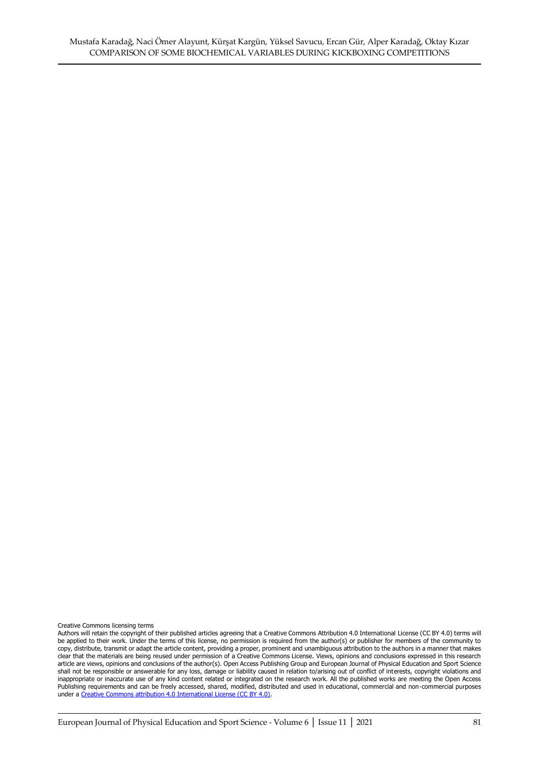Creative Commons licensing terms

Authors will retain the copyright of their published articles agreeing that a Creative Commons Attribution 4.0 International License (CC BY 4.0) terms will be applied to their work. Under the terms of this license, no permission is required from the author(s) or publisher for members of the community to copy, distribute, transmit or adapt the article content, providing a proper, prominent and unambiguous attribution to the authors in a manner that makes clear that the materials are being reused under permission of a Creative Commons License. Views, opinions and conclusions expressed in this research article are views, opinions and conclusions of the author(s). Open Access Publishing Group and European Journal of Physical Education and Sport Science shall not be responsible or answerable for any loss, damage or liability caused in relation to/arising out of conflict of interests, copyright violations and inappropriate or inaccurate use of any kind content related or integrated on the research work. All the published works are meeting the Open Access Publishing requirements and can be freely accessed, shared, modified, distributed and used in educational, commercial and non-commercial purposes under a [Creative Commons attribution 4.0 International License (CC BY 4.0)](https://creativecommons.org/licenses/by/4.0/).